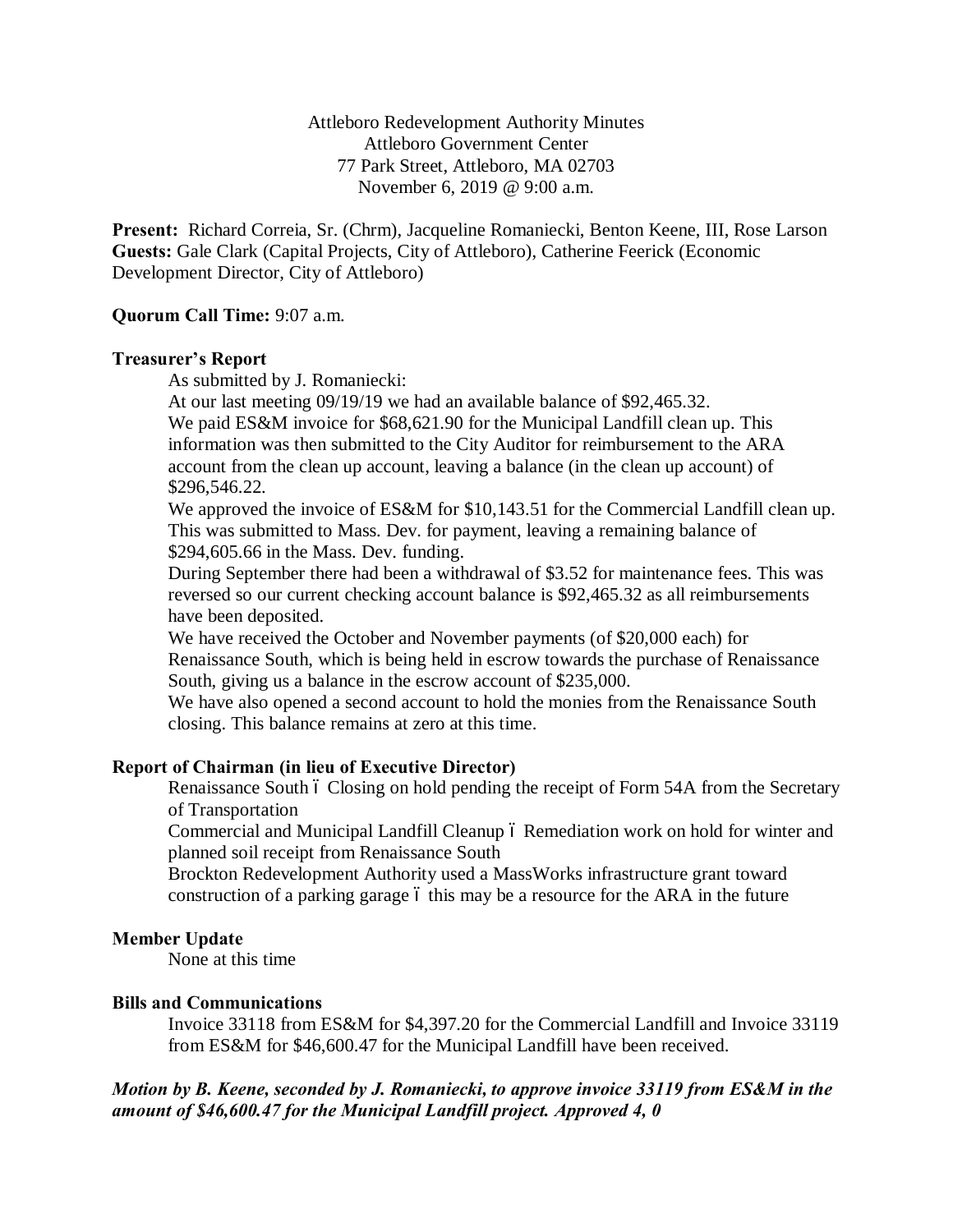Attleboro Redevelopment Authority Minutes
Attleboro Government Center
77 Park Street, Attleboro, MA 02703
November 6, 2019 @ 9:00 a.m.

**Present:** Richard Correia, Sr. (Chrm), Jacqueline Romaniecki, Benton Keene, III, Rose Larson
**Guests:** Gale Clark (Capital Projects, City of Attleboro), Catherine Feerick (Economic Development Director, City of Attleboro)

**Quorum Call Time:** 9:07 a.m.

**Treasurer's Report**

As submitted by J. Romaniecki:

At our last meeting 09/19/19 we had an available balance of $92,465.32.

We paid ES&M invoice for $68,621.90 for the Municipal Landfill clean up. This information was then submitted to the City Auditor for reimbursement to the ARA account from the clean up account, leaving a balance (in the clean up account) of $296,546.22.

We approved the invoice of ES&M for $10,143.51 for the Commercial Landfill clean up. This was submitted to Mass. Dev. for payment, leaving a remaining balance of $294,605.66 in the Mass. Dev. funding.

During September there had been a withdrawal of $3.52 for maintenance fees. This was reversed so our current checking account balance is $92,465.32 as all reimbursements have been deposited.

We have received the October and November payments (of $20,000 each) for Renaissance South, which is being held in escrow towards the purchase of Renaissance South, giving us a balance in the escrow account of $235,000.

We have also opened a second account to hold the monies from the Renaissance South closing. This balance remains at zero at this time.

**Report of Chairman (in lieu of Executive Director)**

Renaissance South – Closing on hold pending the receipt of Form 54A from the Secretary of Transportation

Commercial and Municipal Landfill Cleanup – Remediation work on hold for winter and planned soil receipt from Renaissance South

Brockton Redevelopment Authority used a MassWorks infrastructure grant toward construction of a parking garage – this may be a resource for the ARA in the future

**Member Update**

None at this time

**Bills and Communications**

Invoice 33118 from ES&M for $4,397.20 for the Commercial Landfill and Invoice 33119 from ES&M for $46,600.47 for the Municipal Landfill have been received.

***Motion by B. Keene, seconded by J. Romaniecki, to approve invoice 33119 from ES&M in the amount of $46,600.47 for the Municipal Landfill project. Approved 4, 0***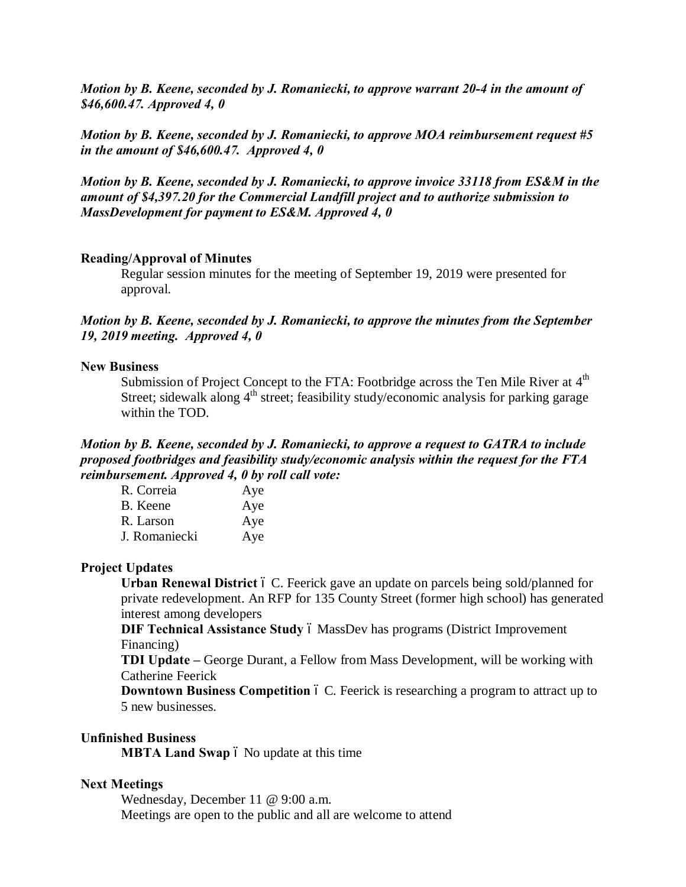***Motion by B. Keene, seconded by J. Romaniecki, to approve warrant 20-4 in the amount of $46,600.47. Approved 4, 0***

***Motion by B. Keene, seconded by J. Romaniecki, to approve MOA reimbursement request #5 in the amount of $46,600.47. Approved 4, 0***

***Motion by B. Keene, seconded by J. Romaniecki, to approve invoice 33118 from ES&M in the amount of $4,397.20 for the Commercial Landfill project and to authorize submission to MassDevelopment for payment to ES&M. Approved 4, 0***

**Reading/Approval of Minutes**

Regular session minutes for the meeting of September 19, 2019 were presented for approval.

***Motion by B. Keene, seconded by J. Romaniecki, to approve the minutes from the September 19, 2019 meeting. Approved 4, 0***

**New Business**

Submission of Project Concept to the FTA: Footbridge across the Ten Mile River at 4th Street; sidewalk along 4th street; feasibility study/economic analysis for parking garage within the TOD.

***Motion by B. Keene, seconded by J. Romaniecki, to approve a request to GATRA to include proposed footbridges and feasibility study/economic analysis within the request for the FTA reimbursement. Approved 4, 0 by roll call vote:***

| | |
|---|---|
| R. Correia | Aye |
| B. Keene | Aye |
| R. Larson | Aye |
| J. Romaniecki | Aye |

**Project Updates**

**Urban Renewal District** – C. Feerick gave an update on parcels being sold/planned for private redevelopment. An RFP for 135 County Street (former high school) has generated interest among developers

**DIF Technical Assistance Study** – MassDev has programs (District Improvement Financing)

**TDI Update –** George Durant, a Fellow from Mass Development, will be working with Catherine Feerick

**Downtown Business Competition** – C. Feerick is researching a program to attract up to 5 new businesses.

**Unfinished Business**

**MBTA Land Swap** – No update at this time

**Next Meetings**

Wednesday, December 11 @ 9:00 a.m.

Meetings are open to the public and all are welcome to attend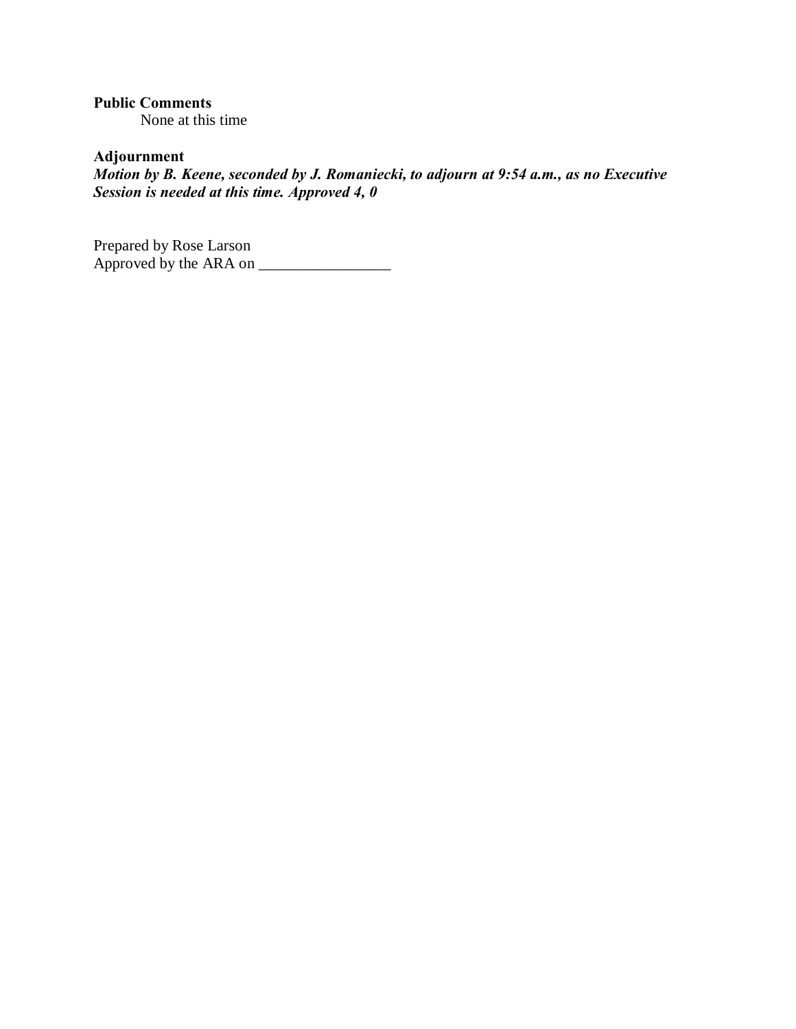**Public Comments**

None at this time

**Adjournment**

***Motion by B. Keene, seconded by J. Romaniecki, to adjourn at 9:54 a.m., as no Executive Session is needed at this time. Approved 4, 0***

Prepared by Rose Larson
Approved by the ARA on _________________